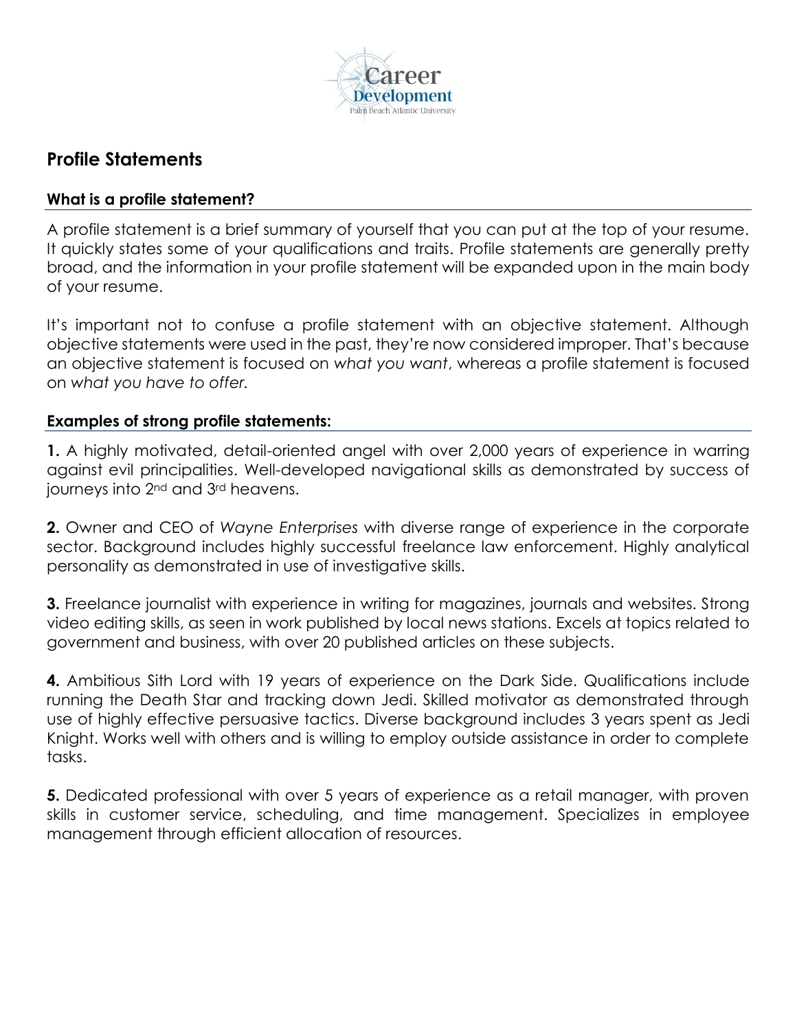## Profile Statements

### What is a profile statement?

A profile statement is a brief summary of yourself that you can put at the top of your resume. It quickly states some of your qualifications and traits. Profile statements are generally pretty broad, and the information in your profile statement will be expanded upon in the main body of your resume.

It's important not to confuse a profile statement with an objective statement. Although objective statements were used in the past, they're now considered improper. That's because an objective statement is focused on *what you want*, whereas a profile statement is focused on *what you have to offer.*

### Examples of strong profile statements:

**1.** A highly motivated, detail-oriented angel with over 2,000 years of experience in warring against evil principalities. Well-developed navigational skills as demonstrated by success of journeys into 2nd and 3rd heavens.

**2.** Owner and CEO of *Wayne Enterprises* with diverse range of experience in the corporate sector. Background includes highly successful freelance law enforcement. Highly analytical personality as demonstrated in use of investigative skills.

**3.** Freelance journalist with experience in writing for magazines, journals and websites. Strong video editing skills, as seen in work published by local news stations. Excels at topics related to government and business, with over 20 published articles on these subjects.

**4.** Ambitious Sith Lord with 19 years of experience on the Dark Side. Qualifications include running the Death Star and tracking down Jedi. Skilled motivator as demonstrated through use of highly effective persuasive tactics. Diverse background includes 3 years spent as Jedi Knight. Works well with others and is willing to employ outside assistance in order to complete tasks.

**5.** Dedicated professional with over 5 years of experience as a retail manager, with proven skills in customer service, scheduling, and time management. Specializes in employee management through efficient allocation of resources.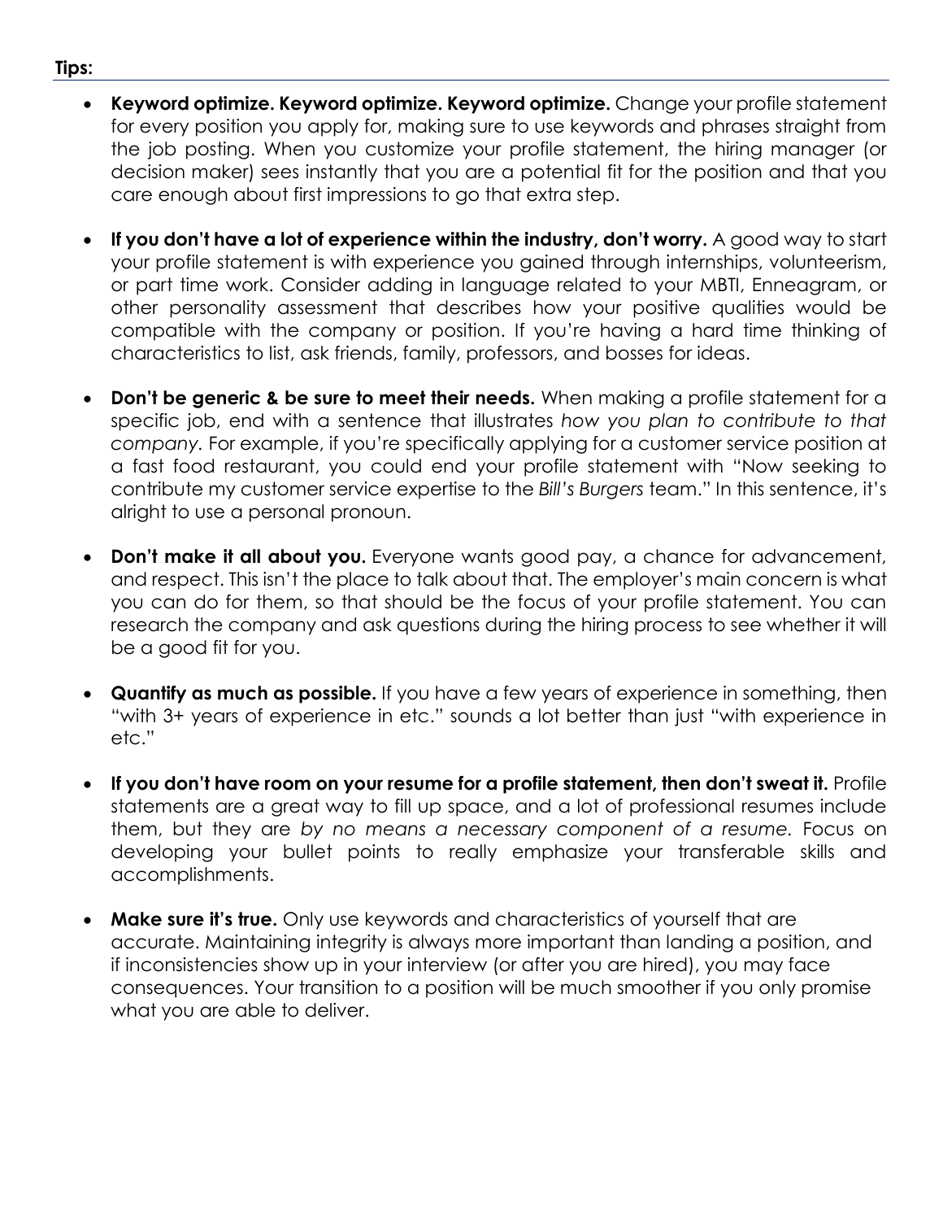**Tips:**

- **Keyword optimize. Keyword optimize. Keyword optimize.** Change your profile statement for every position you apply for, making sure to use keywords and phrases straight from the job posting. When you customize your profile statement, the hiring manager (or decision maker) sees instantly that you are a potential fit for the position and that you care enough about first impressions to go that extra step.

- **If you don't have a lot of experience within the industry, don't worry.** A good way to start your profile statement is with experience you gained through internships, volunteerism, or part time work. Consider adding in language related to your MBTI, Enneagram, or other personality assessment that describes how your positive qualities would be compatible with the company or position. If you're having a hard time thinking of characteristics to list, ask friends, family, professors, and bosses for ideas.

- **Don't be generic & be sure to meet their needs.** When making a profile statement for a specific job, end with a sentence that illustrates *how you plan to contribute to that company.* For example, if you're specifically applying for a customer service position at a fast food restaurant, you could end your profile statement with "Now seeking to contribute my customer service expertise to the *Bill's Burgers* team." In this sentence, it's alright to use a personal pronoun.

- **Don't make it all about you.** Everyone wants good pay, a chance for advancement, and respect. This isn't the place to talk about that. The employer's main concern is what you can do for them, so that should be the focus of your profile statement. You can research the company and ask questions during the hiring process to see whether it will be a good fit for you.

- **Quantify as much as possible.** If you have a few years of experience in something, then "with 3+ years of experience in etc." sounds a lot better than just "with experience in etc."

- **If you don't have room on your resume for a profile statement, then don't sweat it.** Profile statements are a great way to fill up space, and a lot of professional resumes include them, but they are *by no means a necessary component of a resume.* Focus on developing your bullet points to really emphasize your transferable skills and accomplishments.

- **Make sure it's true.** Only use keywords and characteristics of yourself that are accurate. Maintaining integrity is always more important than landing a position, and if inconsistencies show up in your interview (or after you are hired), you may face consequences. Your transition to a position will be much smoother if you only promise what you are able to deliver.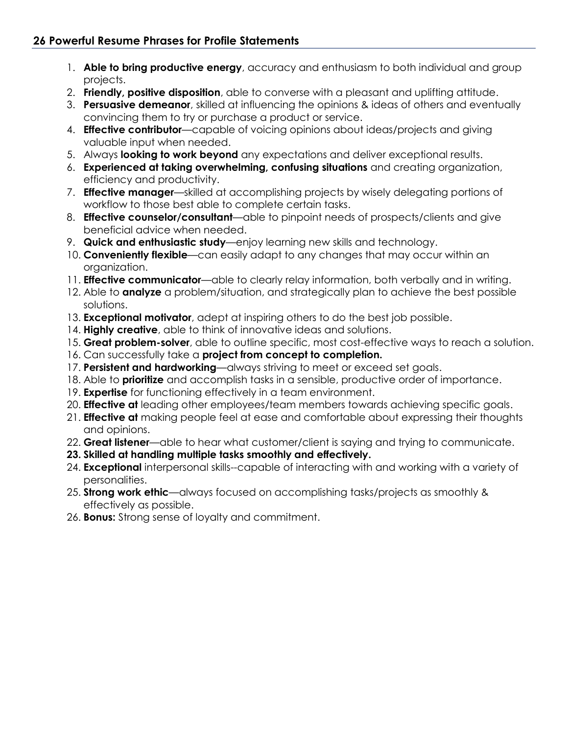## 26 Powerful Resume Phrases for Profile Statements

1. **Able to bring productive energy**, accuracy and enthusiasm to both individual and group projects.
2. **Friendly, positive disposition**, able to converse with a pleasant and uplifting attitude.
3. **Persuasive demeanor**, skilled at influencing the opinions & ideas of others and eventually convincing them to try or purchase a product or service.
4. **Effective contributor**—capable of voicing opinions about ideas/projects and giving valuable input when needed.
5. Always **looking to work beyond** any expectations and deliver exceptional results.
6. **Experienced at taking overwhelming, confusing situations** and creating organization, efficiency and productivity.
7. **Effective manager**—skilled at accomplishing projects by wisely delegating portions of workflow to those best able to complete certain tasks.
8. **Effective counselor/consultant**—able to pinpoint needs of prospects/clients and give beneficial advice when needed.
9. **Quick and enthusiastic study**—enjoy learning new skills and technology.
10. **Conveniently flexible**—can easily adapt to any changes that may occur within an organization.
11. **Effective communicator**—able to clearly relay information, both verbally and in writing.
12. Able to **analyze** a problem/situation, and strategically plan to achieve the best possible solutions.
13. **Exceptional motivator**, adept at inspiring others to do the best job possible.
14. **Highly creative**, able to think of innovative ideas and solutions.
15. **Great problem-solver**, able to outline specific, most cost-effective ways to reach a solution.
16. Can successfully take a **project from concept to completion.**
17. **Persistent and hardworking**—always striving to meet or exceed set goals.
18. Able to **prioritize** and accomplish tasks in a sensible, productive order of importance.
19. **Expertise** for functioning effectively in a team environment.
20. **Effective at** leading other employees/team members towards achieving specific goals.
21. **Effective at** making people feel at ease and comfortable about expressing their thoughts and opinions.
22. **Great listener**—able to hear what customer/client is saying and trying to communicate.
23. **Skilled at handling multiple tasks smoothly and effectively.**
24. **Exceptional** interpersonal skills--capable of interacting with and working with a variety of personalities.
25. **Strong work ethic**—always focused on accomplishing tasks/projects as smoothly & effectively as possible.
26. **Bonus:** Strong sense of loyalty and commitment.